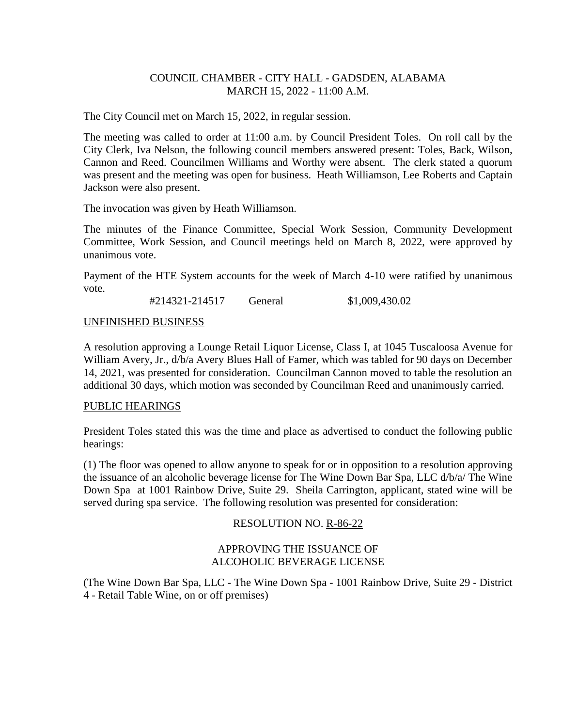COUNCIL CHAMBER - CITY HALL - GADSDEN, ALABAMA
MARCH 15, 2022 - 11:00 A.M.

The City Council met on March 15, 2022, in regular session.

The meeting was called to order at 11:00 a.m. by Council President Toles. On roll call by the City Clerk, Iva Nelson, the following council members answered present: Toles, Back, Wilson, Cannon and Reed. Councilmen Williams and Worthy were absent. The clerk stated a quorum was present and the meeting was open for business. Heath Williamson, Lee Roberts and Captain Jackson were also present.

The invocation was given by Heath Williamson.

The minutes of the Finance Committee, Special Work Session, Community Development Committee, Work Session, and Council meetings held on March 8, 2022, were approved by unanimous vote.

Payment of the HTE System accounts for the week of March 4-10 were ratified by unanimous vote.

#214321-214517 General $1,009,430.02

UNFINISHED BUSINESS

A resolution approving a Lounge Retail Liquor License, Class I, at 1045 Tuscaloosa Avenue for William Avery, Jr., d/b/a Avery Blues Hall of Famer, which was tabled for 90 days on December 14, 2021, was presented for consideration. Councilman Cannon moved to table the resolution an additional 30 days, which motion was seconded by Councilman Reed and unanimously carried.

PUBLIC HEARINGS

President Toles stated this was the time and place as advertised to conduct the following public hearings:

(1) The floor was opened to allow anyone to speak for or in opposition to a resolution approving the issuance of an alcoholic beverage license for The Wine Down Bar Spa, LLC d/b/a/ The Wine Down Spa at 1001 Rainbow Drive, Suite 29. Sheila Carrington, applicant, stated wine will be served during spa service. The following resolution was presented for consideration:

RESOLUTION NO. R-86-22

APPROVING THE ISSUANCE OF
ALCOHOLIC BEVERAGE LICENSE

(The Wine Down Bar Spa, LLC - The Wine Down Spa - 1001 Rainbow Drive, Suite 29 - District 4 - Retail Table Wine, on or off premises)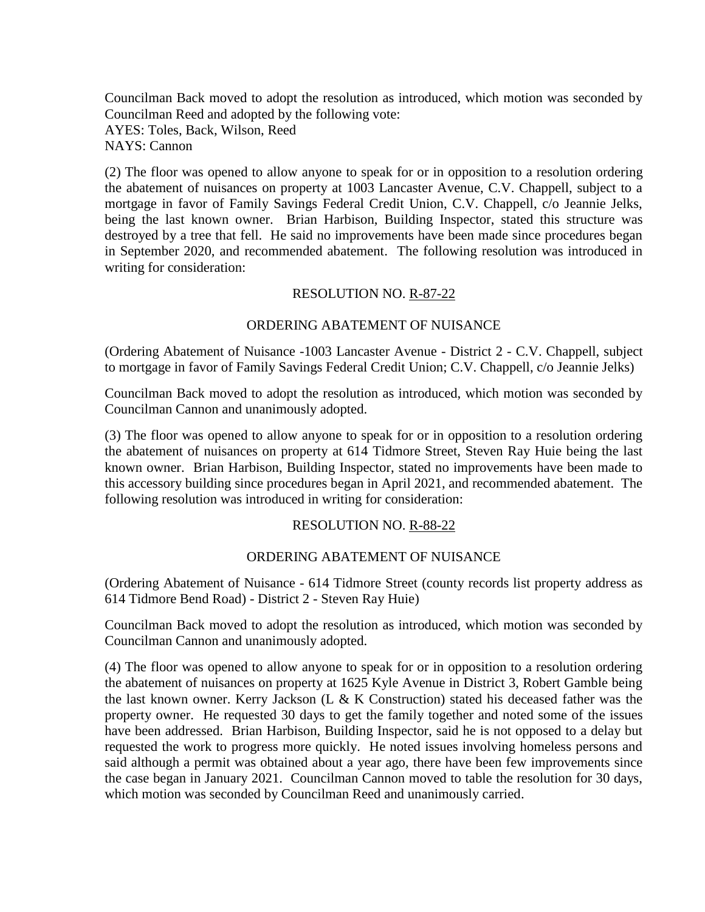Councilman Back moved to adopt the resolution as introduced, which motion was seconded by Councilman Reed and adopted by the following vote:
AYES: Toles, Back, Wilson, Reed
NAYS: Cannon

(2) The floor was opened to allow anyone to speak for or in opposition to a resolution ordering the abatement of nuisances on property at 1003 Lancaster Avenue, C.V. Chappell, subject to a mortgage in favor of Family Savings Federal Credit Union, C.V. Chappell, c/o Jeannie Jelks, being the last known owner. Brian Harbison, Building Inspector, stated this structure was destroyed by a tree that fell. He said no improvements have been made since procedures began in September 2020, and recommended abatement. The following resolution was introduced in writing for consideration:

RESOLUTION NO. R-87-22

ORDERING ABATEMENT OF NUISANCE

(Ordering Abatement of Nuisance -1003 Lancaster Avenue - District 2 - C.V. Chappell, subject to mortgage in favor of Family Savings Federal Credit Union; C.V. Chappell, c/o Jeannie Jelks)

Councilman Back moved to adopt the resolution as introduced, which motion was seconded by Councilman Cannon and unanimously adopted.

(3) The floor was opened to allow anyone to speak for or in opposition to a resolution ordering the abatement of nuisances on property at 614 Tidmore Street, Steven Ray Huie being the last known owner. Brian Harbison, Building Inspector, stated no improvements have been made to this accessory building since procedures began in April 2021, and recommended abatement. The following resolution was introduced in writing for consideration:

RESOLUTION NO. R-88-22

ORDERING ABATEMENT OF NUISANCE

(Ordering Abatement of Nuisance - 614 Tidmore Street (county records list property address as 614 Tidmore Bend Road) - District 2 - Steven Ray Huie)

Councilman Back moved to adopt the resolution as introduced, which motion was seconded by Councilman Cannon and unanimously adopted.

(4) The floor was opened to allow anyone to speak for or in opposition to a resolution ordering the abatement of nuisances on property at 1625 Kyle Avenue in District 3, Robert Gamble being the last known owner. Kerry Jackson (L & K Construction) stated his deceased father was the property owner. He requested 30 days to get the family together and noted some of the issues have been addressed. Brian Harbison, Building Inspector, said he is not opposed to a delay but requested the work to progress more quickly. He noted issues involving homeless persons and said although a permit was obtained about a year ago, there have been few improvements since the case began in January 2021. Councilman Cannon moved to table the resolution for 30 days, which motion was seconded by Councilman Reed and unanimously carried.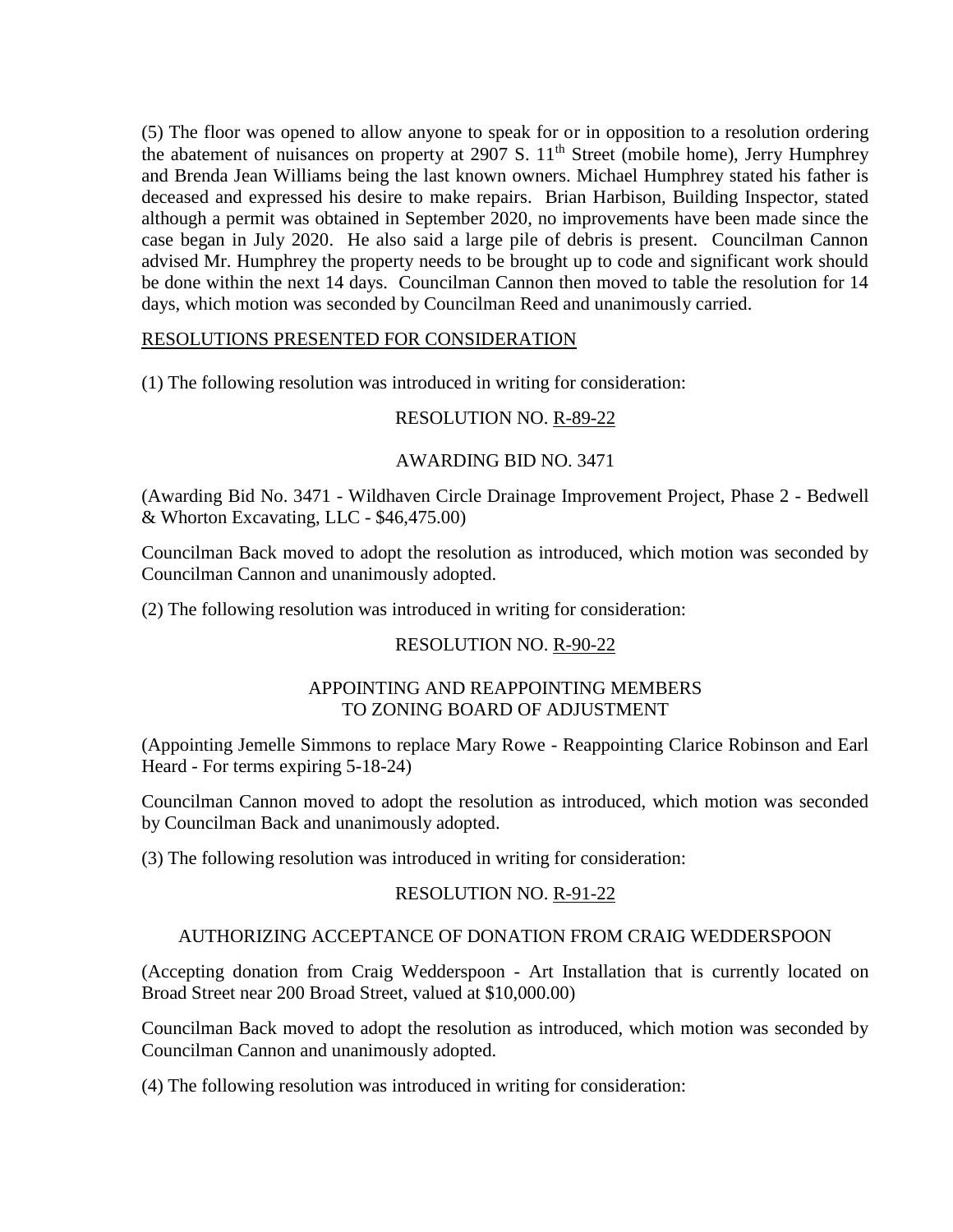(5) The floor was opened to allow anyone to speak for or in opposition to a resolution ordering the abatement of nuisances on property at 2907 S. 11th Street (mobile home), Jerry Humphrey and Brenda Jean Williams being the last known owners. Michael Humphrey stated his father is deceased and expressed his desire to make repairs. Brian Harbison, Building Inspector, stated although a permit was obtained in September 2020, no improvements have been made since the case began in July 2020. He also said a large pile of debris is present. Councilman Cannon advised Mr. Humphrey the property needs to be brought up to code and significant work should be done within the next 14 days. Councilman Cannon then moved to table the resolution for 14 days, which motion was seconded by Councilman Reed and unanimously carried.

<u>RESOLUTIONS PRESENTED FOR CONSIDERATION</u>

(1) The following resolution was introduced in writing for consideration:

RESOLUTION NO. <u>R-89-22</u>

AWARDING BID NO. 3471

(Awarding Bid No. 3471 - Wildhaven Circle Drainage Improvement Project, Phase 2 - Bedwell & Whorton Excavating, LLC - $46,475.00)

Councilman Back moved to adopt the resolution as introduced, which motion was seconded by Councilman Cannon and unanimously adopted.

(2) The following resolution was introduced in writing for consideration:

RESOLUTION NO. <u>R-90-22</u>

APPOINTING AND REAPPOINTING MEMBERS TO ZONING BOARD OF ADJUSTMENT

(Appointing Jemelle Simmons to replace Mary Rowe - Reappointing Clarice Robinson and Earl Heard - For terms expiring 5-18-24)

Councilman Cannon moved to adopt the resolution as introduced, which motion was seconded by Councilman Back and unanimously adopted.

(3) The following resolution was introduced in writing for consideration:

RESOLUTION NO. <u>R-91-22</u>

AUTHORIZING ACCEPTANCE OF DONATION FROM CRAIG WEDDERSPOON

(Accepting donation from Craig Wedderspoon - Art Installation that is currently located on Broad Street near 200 Broad Street, valued at $10,000.00)

Councilman Back moved to adopt the resolution as introduced, which motion was seconded by Councilman Cannon and unanimously adopted.

(4) The following resolution was introduced in writing for consideration: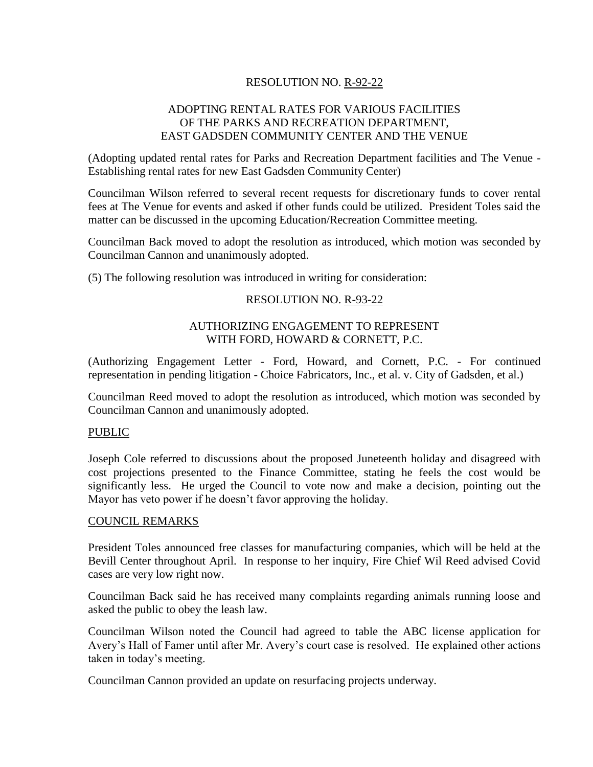RESOLUTION NO. R-92-22

ADOPTING RENTAL RATES FOR VARIOUS FACILITIES OF THE PARKS AND RECREATION DEPARTMENT, EAST GADSDEN COMMUNITY CENTER AND THE VENUE

(Adopting updated rental rates for Parks and Recreation Department facilities and The Venue - Establishing rental rates for new East Gadsden Community Center)

Councilman Wilson referred to several recent requests for discretionary funds to cover rental fees at The Venue for events and asked if other funds could be utilized. President Toles said the matter can be discussed in the upcoming Education/Recreation Committee meeting.

Councilman Back moved to adopt the resolution as introduced, which motion was seconded by Councilman Cannon and unanimously adopted.

(5) The following resolution was introduced in writing for consideration:

RESOLUTION NO. R-93-22

AUTHORIZING ENGAGEMENT TO REPRESENT WITH FORD, HOWARD & CORNETT, P.C.

(Authorizing Engagement Letter - Ford, Howard, and Cornett, P.C. - For continued representation in pending litigation - Choice Fabricators, Inc., et al. v. City of Gadsden, et al.)

Councilman Reed moved to adopt the resolution as introduced, which motion was seconded by Councilman Cannon and unanimously adopted.

## PUBLIC

Joseph Cole referred to discussions about the proposed Juneteenth holiday and disagreed with cost projections presented to the Finance Committee, stating he feels the cost would be significantly less. He urged the Council to vote now and make a decision, pointing out the Mayor has veto power if he doesn't favor approving the holiday.

## COUNCIL REMARKS

President Toles announced free classes for manufacturing companies, which will be held at the Bevill Center throughout April. In response to her inquiry, Fire Chief Wil Reed advised Covid cases are very low right now.

Councilman Back said he has received many complaints regarding animals running loose and asked the public to obey the leash law.

Councilman Wilson noted the Council had agreed to table the ABC license application for Avery's Hall of Famer until after Mr. Avery's court case is resolved. He explained other actions taken in today's meeting.

Councilman Cannon provided an update on resurfacing projects underway.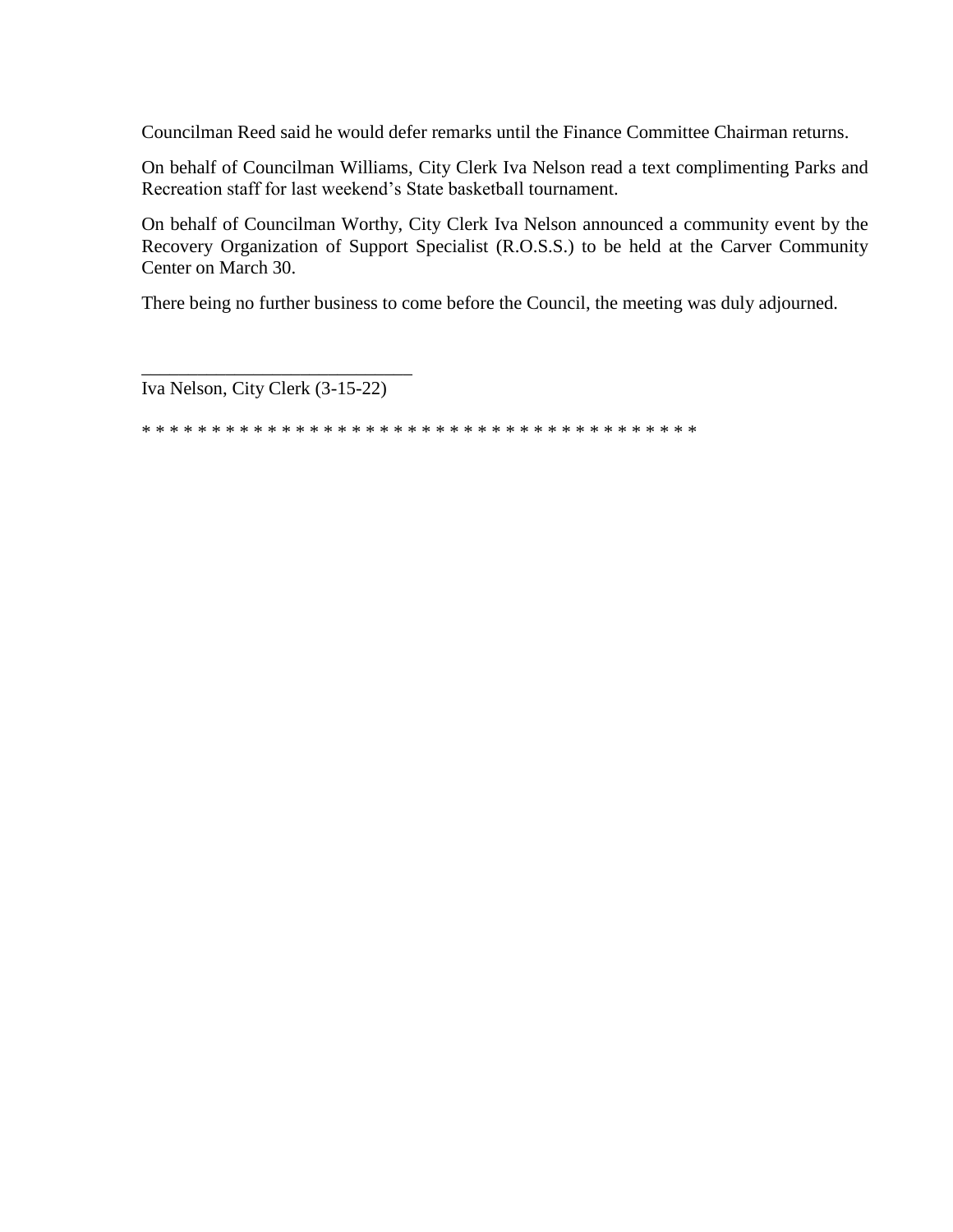Councilman Reed said he would defer remarks until the Finance Committee Chairman returns.

On behalf of Councilman Williams, City Clerk Iva Nelson read a text complimenting Parks and Recreation staff for last weekend's State basketball tournament.

On behalf of Councilman Worthy, City Clerk Iva Nelson announced a community event by the Recovery Organization of Support Specialist (R.O.S.S.) to be held at the Carver Community Center on March 30.

There being no further business to come before the Council, the meeting was duly adjourned.

_____________________________

Iva Nelson, City Clerk (3-15-22)

* * * * * * * * * * * * * * * * * * * * * * * * * * * * * * * * * * * * * * * * *